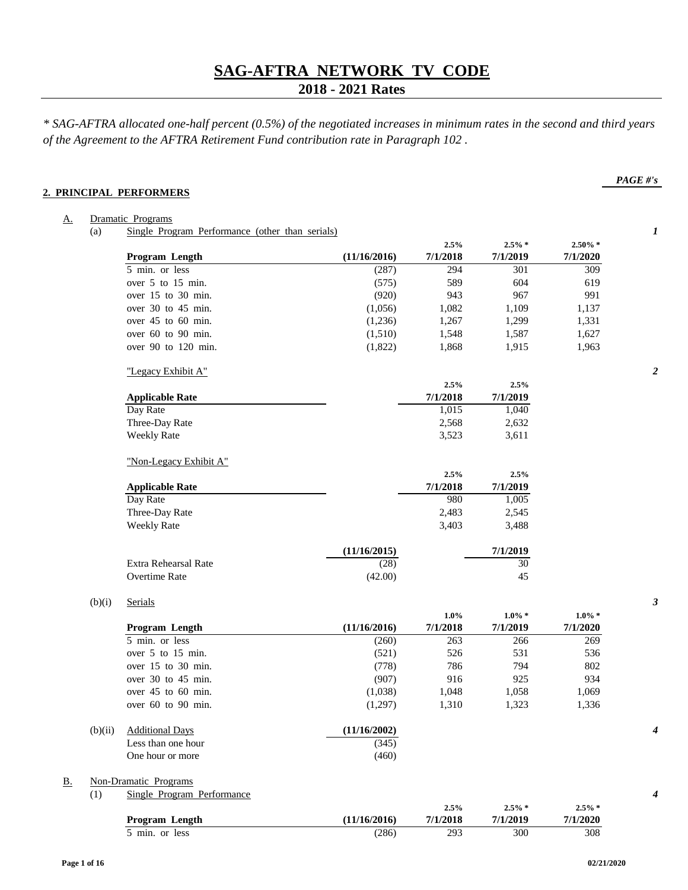# SAG-AFTRA NETWORK TV CODE

## 2018 - 2021 Rates

*\* SAG-AFTRA allocated one-half percent (0.5%) of the negotiated increases in minimum rates in the second and third years of the Agreement to the AFTRA Retirement Fund contribution rate in Paragraph 102 .*

***PAGE #'s***

### 2. PRINCIPAL PERFORMERS

A. Dramatic Programs

(a) Single Program Performance (other than serials) — *1*

| Program Length | (11/16/2016) | 2.5% 7/1/2018 | 2.5% * 7/1/2019 | 2.50% * 7/1/2020 |
|---|---|---|---|---|
| 5 min. or less | (287) | 294 | 301 | 309 |
| over 5 to 15 min. | (575) | 589 | 604 | 619 |
| over 15 to 30 min. | (920) | 943 | 967 | 991 |
| over 30 to 45 min. | (1,056) | 1,082 | 1,109 | 1,137 |
| over 45 to 60 min. | (1,236) | 1,267 | 1,299 | 1,331 |
| over 60 to 90 min. | (1,510) | 1,548 | 1,587 | 1,627 |
| over 90 to 120 min. | (1,822) | 1,868 | 1,915 | 1,963 |

"Legacy Exhibit A" — *2*

| Applicable Rate | 2.5% 7/1/2018 | 2.5% 7/1/2019 |
|---|---|---|
| Day Rate | 1,015 | 1,040 |
| Three-Day Rate | 2,568 | 2,632 |
| Weekly Rate | 3,523 | 3,611 |

"Non-Legacy Exhibit A"

| Applicable Rate | 2.5% 7/1/2018 | 2.5% 7/1/2019 |
|---|---|---|
| Day Rate | 980 | 1,005 |
| Three-Day Rate | 2,483 | 2,545 |
| Weekly Rate | 3,403 | 3,488 |

| | (11/16/2015) | 7/1/2019 |
|---|---|---|
| Extra Rehearsal Rate | (28) | 30 |
| Overtime Rate | (42.00) | 45 |

(b)(i) Serials — *3*

| Program Length | (11/16/2016) | 1.0% 7/1/2018 | 1.0% * 7/1/2019 | 1.0% * 7/1/2020 |
|---|---|---|---|---|
| 5 min. or less | (260) | 263 | 266 | 269 |
| over 5 to 15 min. | (521) | 526 | 531 | 536 |
| over 15 to 30 min. | (778) | 786 | 794 | 802 |
| over 30 to 45 min. | (907) | 916 | 925 | 934 |
| over 45 to 60 min. | (1,038) | 1,048 | 1,058 | 1,069 |
| over 60 to 90 min. | (1,297) | 1,310 | 1,323 | 1,336 |

(b)(ii) Additional Days — *4*

| | (11/16/2002) |
|---|---|
| Less than one hour | (345) |
| One hour or more | (460) |

B. Non-Dramatic Programs

(1) Single Program Performance — *4*

| Program Length | (11/16/2016) | 2.5% 7/1/2018 | 2.5% * 7/1/2019 | 2.5% * 7/1/2020 |
|---|---|---|---|---|
| 5 min. or less | (286) | 293 | 300 | 308 |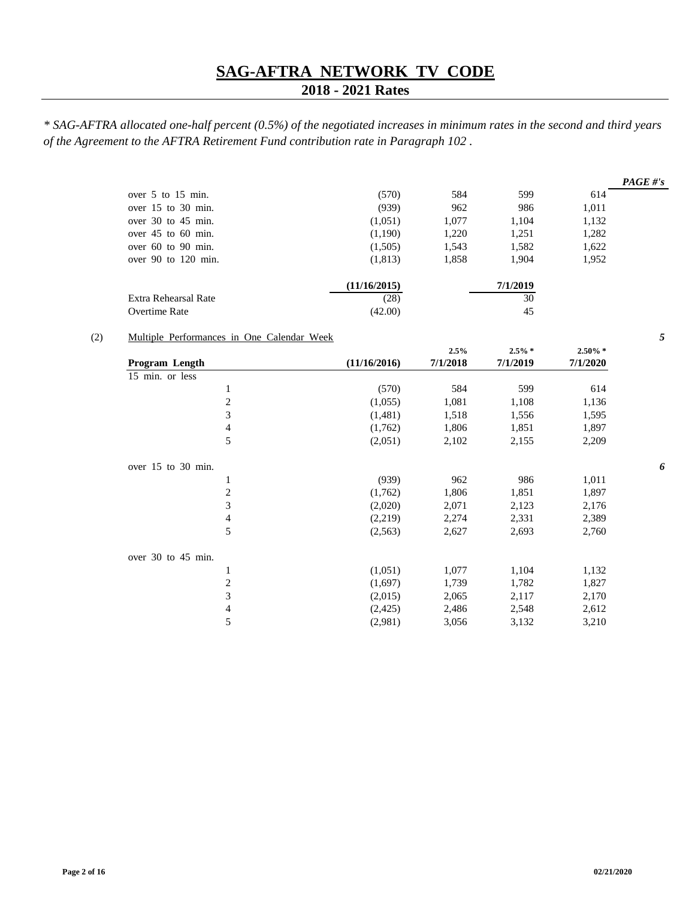# SAG-AFTRA NETWORK TV CODE

## 2018 - 2021 Rates

*\* SAG-AFTRA allocated one-half percent (0.5%) of the negotiated increases in minimum rates in the second and third years of the Agreement to the AFTRA Retirement Fund contribution rate in Paragraph 102 .*

| | | | | | PAGE #'s |
|---|---|---|---|---|---|
| over 5 to 15 min. | (570) | 584 | 599 | 614 | |
| over 15 to 30 min. | (939) | 962 | 986 | 1,011 | |
| over 30 to 45 min. | (1,051) | 1,077 | 1,104 | 1,132 | |
| over 45 to 60 min. | (1,190) | 1,220 | 1,251 | 1,282 | |
| over 60 to 90 min. | (1,505) | 1,543 | 1,582 | 1,622 | |
| over 90 to 120 min. | (1,813) | 1,858 | 1,904 | 1,952 | |

| | (11/16/2015) | 7/1/2019 |
|---|---|---|
| Extra Rehearsal Rate | (28) | 30 |
| Overtime Rate | (42.00) | 45 |

(2) Multiple Performances in One Calendar Week

| Program Length | | (11/16/2016) | 2.5% 7/1/2018 | 2.5% * 7/1/2019 | 2.50% * 7/1/2020 | PAGE #'s |
|---|---|---|---|---|---|---|
| 15 min. or less | | | | | | 5 |
| | 1 | (570) | 584 | 599 | 614 | |
| | 2 | (1,055) | 1,081 | 1,108 | 1,136 | |
| | 3 | (1,481) | 1,518 | 1,556 | 1,595 | |
| | 4 | (1,762) | 1,806 | 1,851 | 1,897 | |
| | 5 | (2,051) | 2,102 | 2,155 | 2,209 | |
| over 15 to 30 min. | | | | | | 6 |
| | 1 | (939) | 962 | 986 | 1,011 | |
| | 2 | (1,762) | 1,806 | 1,851 | 1,897 | |
| | 3 | (2,020) | 2,071 | 2,123 | 2,176 | |
| | 4 | (2,219) | 2,274 | 2,331 | 2,389 | |
| | 5 | (2,563) | 2,627 | 2,693 | 2,760 | |
| over 30 to 45 min. | | | | | | |
| | 1 | (1,051) | 1,077 | 1,104 | 1,132 | |
| | 2 | (1,697) | 1,739 | 1,782 | 1,827 | |
| | 3 | (2,015) | 2,065 | 2,117 | 2,170 | |
| | 4 | (2,425) | 2,486 | 2,548 | 2,612 | |
| | 5 | (2,981) | 3,056 | 3,132 | 3,210 | |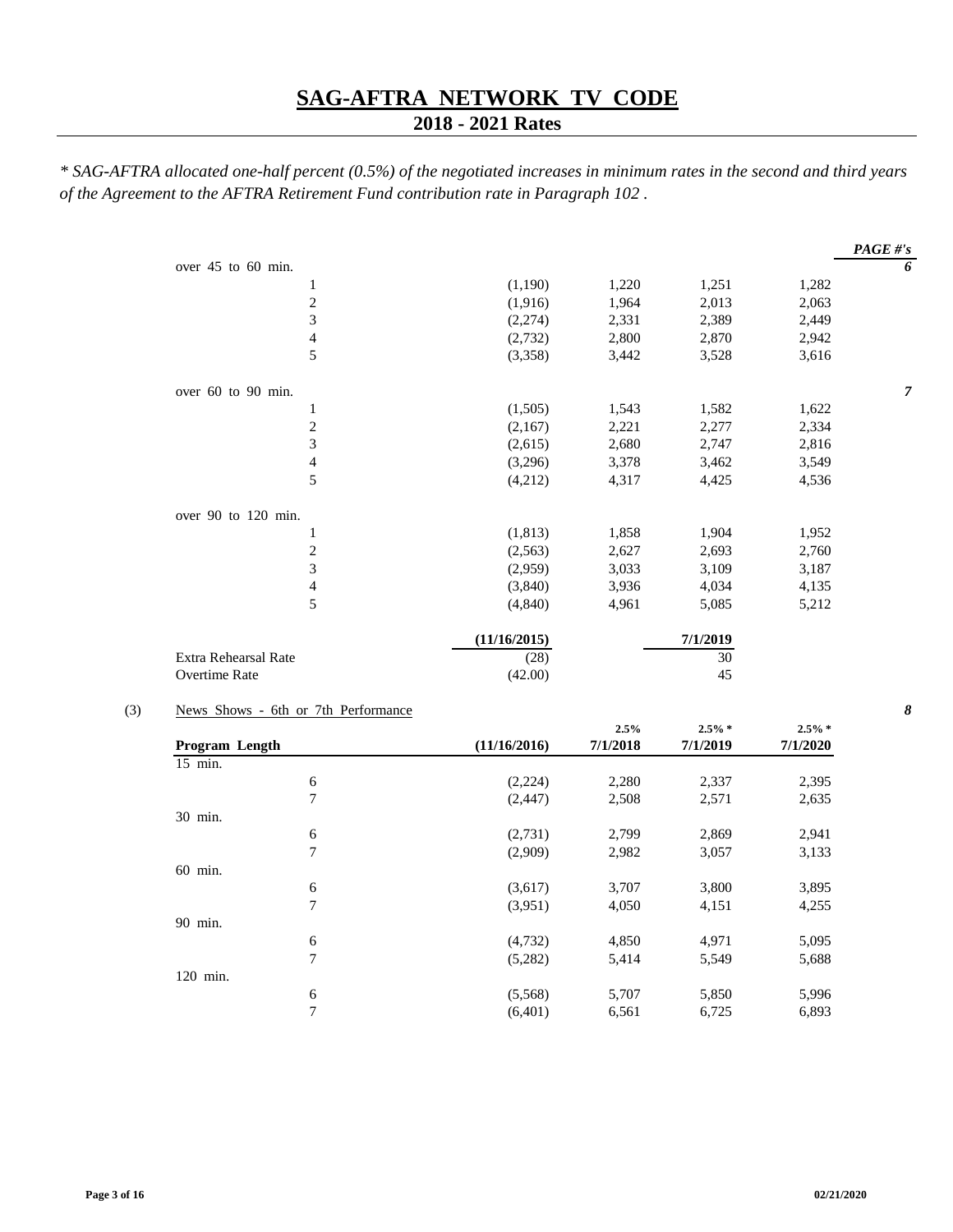# SAG-AFTRA NETWORK TV CODE

## 2018 - 2021 Rates

*\* SAG-AFTRA allocated one-half percent (0.5%) of the negotiated increases in minimum rates in the second and third years of the Agreement to the AFTRA Retirement Fund contribution rate in Paragraph 102 .*

| | | | | | | PAGE #'s |
|---|---|---|---|---|---|---|
| over 45 to 60 min. | | | | | | 6 |
| | 1 | (1,190) | 1,220 | 1,251 | 1,282 | |
| | 2 | (1,916) | 1,964 | 2,013 | 2,063 | |
| | 3 | (2,274) | 2,331 | 2,389 | 2,449 | |
| | 4 | (2,732) | 2,800 | 2,870 | 2,942 | |
| | 5 | (3,358) | 3,442 | 3,528 | 3,616 | |
| over 60 to 90 min. | | | | | | 7 |
| | 1 | (1,505) | 1,543 | 1,582 | 1,622 | |
| | 2 | (2,167) | 2,221 | 2,277 | 2,334 | |
| | 3 | (2,615) | 2,680 | 2,747 | 2,816 | |
| | 4 | (3,296) | 3,378 | 3,462 | 3,549 | |
| | 5 | (4,212) | 4,317 | 4,425 | 4,536 | |
| over 90 to 120 min. | | | | | | |
| | 1 | (1,813) | 1,858 | 1,904 | 1,952 | |
| | 2 | (2,563) | 2,627 | 2,693 | 2,760 | |
| | 3 | (2,959) | 3,033 | 3,109 | 3,187 | |
| | 4 | (3,840) | 3,936 | 4,034 | 4,135 | |
| | 5 | (4,840) | 4,961 | 5,085 | 5,212 | |

| | (11/16/2015) | 7/1/2019 |
|---|---|---|
| Extra Rehearsal Rate | (28) | 30 |
| Overtime Rate | (42.00) | 45 |

(3) News Shows - 6th or 7th Performance *8*

| Program Length | | (11/16/2016) | 2.5% 7/1/2018 | 2.5% * 7/1/2019 | 2.5% * 7/1/2020 |
|---|---|---|---|---|---|
| 15 min. | | | | | |
| | 6 | (2,224) | 2,280 | 2,337 | 2,395 |
| | 7 | (2,447) | 2,508 | 2,571 | 2,635 |
| 30 min. | | | | | |
| | 6 | (2,731) | 2,799 | 2,869 | 2,941 |
| | 7 | (2,909) | 2,982 | 3,057 | 3,133 |
| 60 min. | | | | | |
| | 6 | (3,617) | 3,707 | 3,800 | 3,895 |
| | 7 | (3,951) | 4,050 | 4,151 | 4,255 |
| 90 min. | | | | | |
| | 6 | (4,732) | 4,850 | 4,971 | 5,095 |
| | 7 | (5,282) | 5,414 | 5,549 | 5,688 |
| 120 min. | | | | | |
| | 6 | (5,568) | 5,707 | 5,850 | 5,996 |
| | 7 | (6,401) | 6,561 | 6,725 | 6,893 |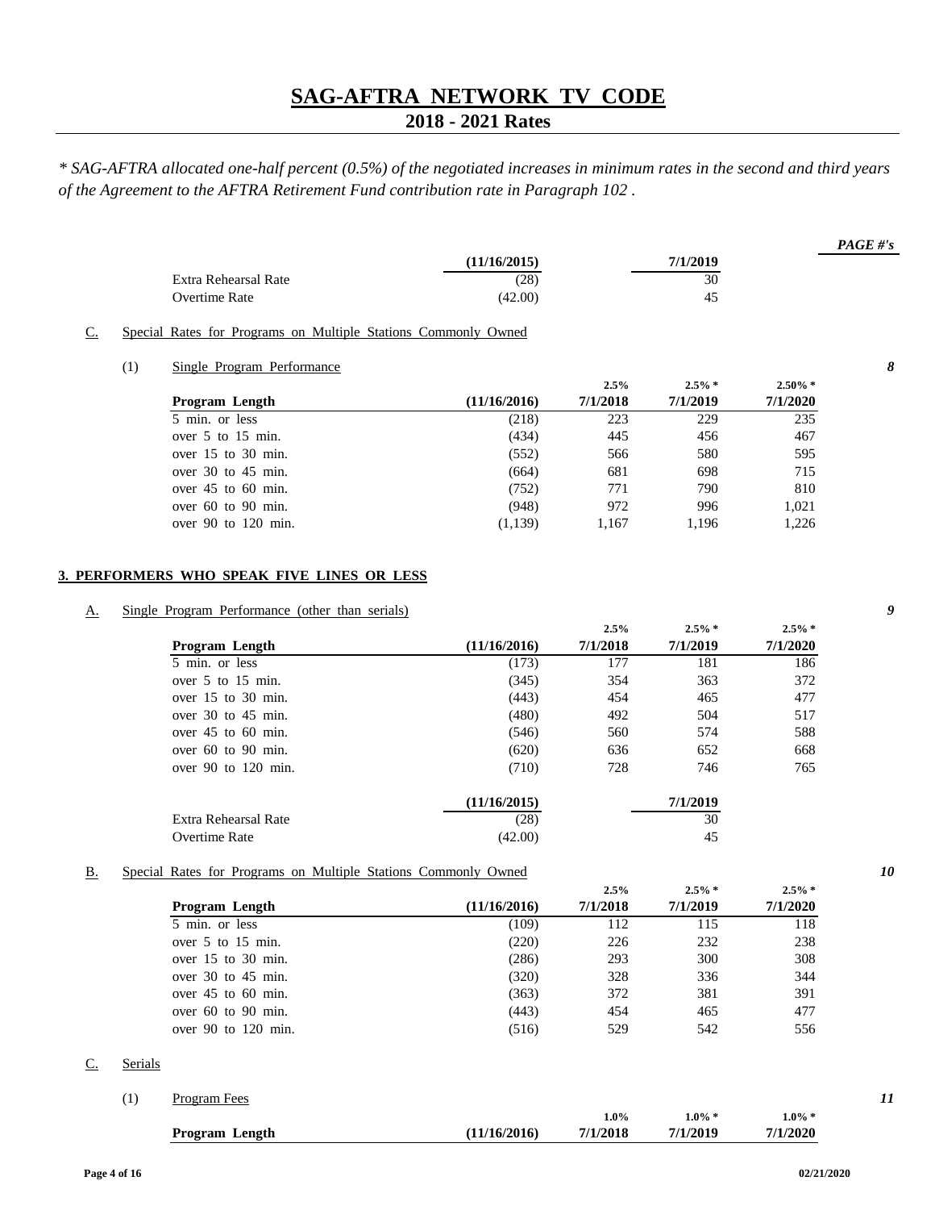# SAG-AFTRA NETWORK TV CODE

## 2018 - 2021 Rates

*\* SAG-AFTRA allocated one-half percent (0.5%) of the negotiated increases in minimum rates in the second and third years of the Agreement to the AFTRA Retirement Fund contribution rate in Paragraph 102 .*

***PAGE #'s***

| | (11/16/2015) | 7/1/2019 |
|---|---|---|
| Extra Rehearsal Rate | (28) | 30 |
| Overtime Rate | (42.00) | 45 |

C. Special Rates for Programs on Multiple Stations Commonly Owned

(1) Single Program Performance — *8*

| Program Length | (11/16/2016) | 2.5% 7/1/2018 | 2.5% * 7/1/2019 | 2.50% * 7/1/2020 |
|---|---|---|---|---|
| 5 min. or less | (218) | 223 | 229 | 235 |
| over 5 to 15 min. | (434) | 445 | 456 | 467 |
| over 15 to 30 min. | (552) | 566 | 580 | 595 |
| over 30 to 45 min. | (664) | 681 | 698 | 715 |
| over 45 to 60 min. | (752) | 771 | 790 | 810 |
| over 60 to 90 min. | (948) | 972 | 996 | 1,021 |
| over 90 to 120 min. | (1,139) | 1,167 | 1,196 | 1,226 |

### 3. PERFORMERS WHO SPEAK FIVE LINES OR LESS

A. Single Program Performance (other than serials) — *9*

| Program Length | (11/16/2016) | 2.5% 7/1/2018 | 2.5% * 7/1/2019 | 2.5% * 7/1/2020 |
|---|---|---|---|---|
| 5 min. or less | (173) | 177 | 181 | 186 |
| over 5 to 15 min. | (345) | 354 | 363 | 372 |
| over 15 to 30 min. | (443) | 454 | 465 | 477 |
| over 30 to 45 min. | (480) | 492 | 504 | 517 |
| over 45 to 60 min. | (546) | 560 | 574 | 588 |
| over 60 to 90 min. | (620) | 636 | 652 | 668 |
| over 90 to 120 min. | (710) | 728 | 746 | 765 |

| | (11/16/2015) | 7/1/2019 |
|---|---|---|
| Extra Rehearsal Rate | (28) | 30 |
| Overtime Rate | (42.00) | 45 |

B. Special Rates for Programs on Multiple Stations Commonly Owned — *10*

| Program Length | (11/16/2016) | 2.5% 7/1/2018 | 2.5% * 7/1/2019 | 2.5% * 7/1/2020 |
|---|---|---|---|---|
| 5 min. or less | (109) | 112 | 115 | 118 |
| over 5 to 15 min. | (220) | 226 | 232 | 238 |
| over 15 to 30 min. | (286) | 293 | 300 | 308 |
| over 30 to 45 min. | (320) | 328 | 336 | 344 |
| over 45 to 60 min. | (363) | 372 | 381 | 391 |
| over 60 to 90 min. | (443) | 454 | 465 | 477 |
| over 90 to 120 min. | (516) | 529 | 542 | 556 |

C. Serials

(1) Program Fees — *11*

| Program Length | (11/16/2016) | 1.0% 7/1/2018 | 1.0% * 7/1/2019 | 1.0% * 7/1/2020 |
|---|---|---|---|---|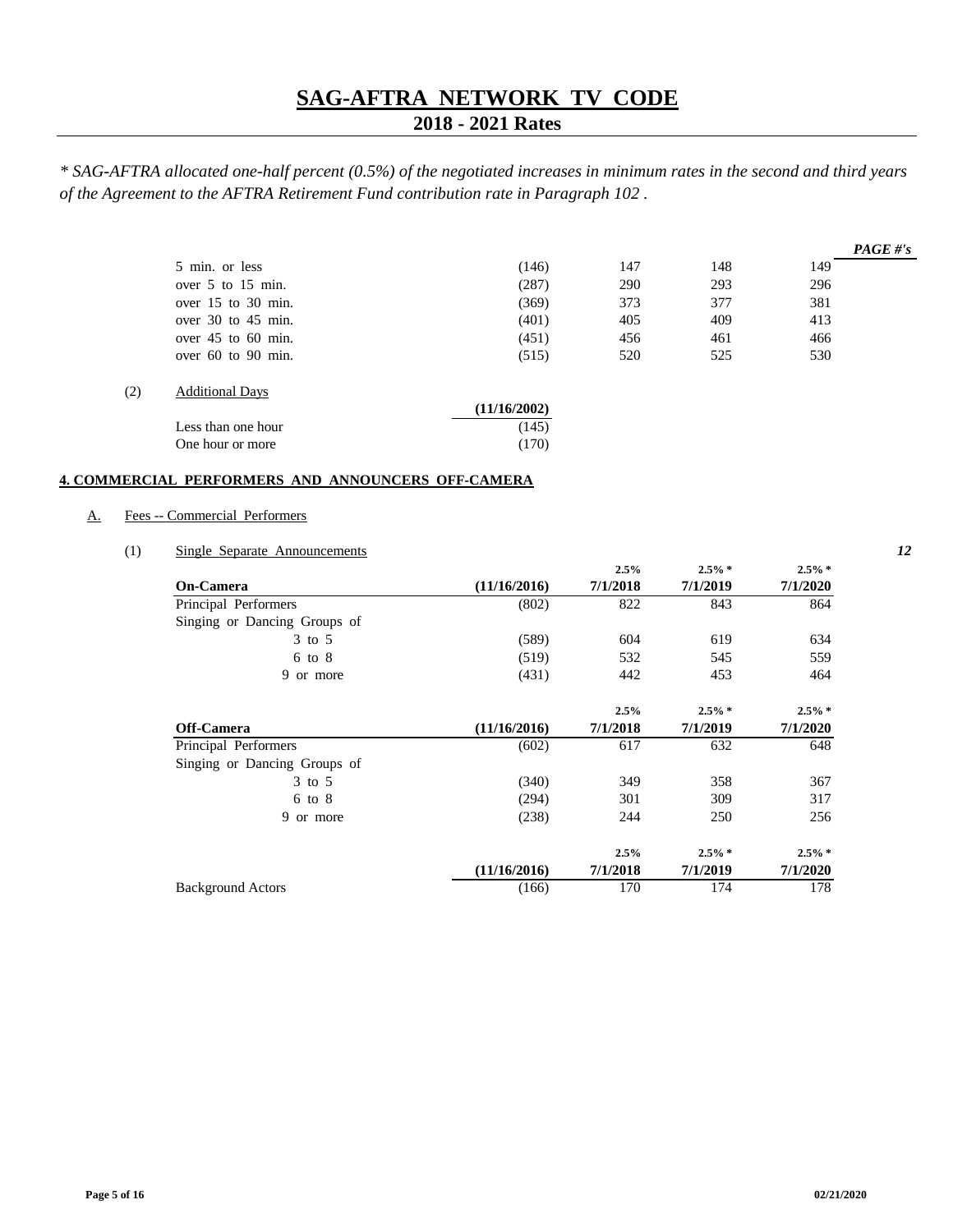# SAG-AFTRA NETWORK TV CODE

## 2018 - 2021 Rates

*\* SAG-AFTRA allocated one-half percent (0.5%) of the negotiated increases in minimum rates in the second and third years of the Agreement to the AFTRA Retirement Fund contribution rate in Paragraph 102 .*

| | | | | | ***PAGE #'s*** |
|---|---|---|---|---|---|
| 5 min. or less | (146) | 147 | 148 | 149 | |
| over 5 to 15 min. | (287) | 290 | 293 | 296 | |
| over 15 to 30 min. | (369) | 373 | 377 | 381 | |
| over 30 to 45 min. | (401) | 405 | 409 | 413 | |
| over 45 to 60 min. | (451) | 456 | 461 | 466 | |
| over 60 to 90 min. | (515) | 520 | 525 | 530 | |

(2) Additional Days

| | **(11/16/2002)** |
|---|---|
| Less than one hour | (145) |
| One hour or more | (170) |

**4. COMMERCIAL PERFORMERS AND ANNOUNCERS OFF-CAMERA**

A. Fees -- Commercial Performers

(1) Single Separate Announcements ***12***

| | | **2.5%** | **2.5% \*** | **2.5% \*** |
|---|---|---|---|---|
| **On-Camera** | **(11/16/2016)** | **7/1/2018** | **7/1/2019** | **7/1/2020** |
| Principal Performers | (802) | 822 | 843 | 864 |
| Singing or Dancing Groups of | | | | |
| 3 to 5 | (589) | 604 | 619 | 634 |
| 6 to 8 | (519) | 532 | 545 | 559 |
| 9 or more | (431) | 442 | 453 | 464 |

| | | **2.5%** | **2.5% \*** | **2.5% \*** |
|---|---|---|---|---|
| **Off-Camera** | **(11/16/2016)** | **7/1/2018** | **7/1/2019** | **7/1/2020** |
| Principal Performers | (602) | 617 | 632 | 648 |
| Singing or Dancing Groups of | | | | |
| 3 to 5 | (340) | 349 | 358 | 367 |
| 6 to 8 | (294) | 301 | 309 | 317 |
| 9 or more | (238) | 244 | 250 | 256 |

| | | **2.5%** | **2.5% \*** | **2.5% \*** |
|---|---|---|---|---|
| | **(11/16/2016)** | **7/1/2018** | **7/1/2019** | **7/1/2020** |
| Background Actors | (166) | 170 | 174 | 178 |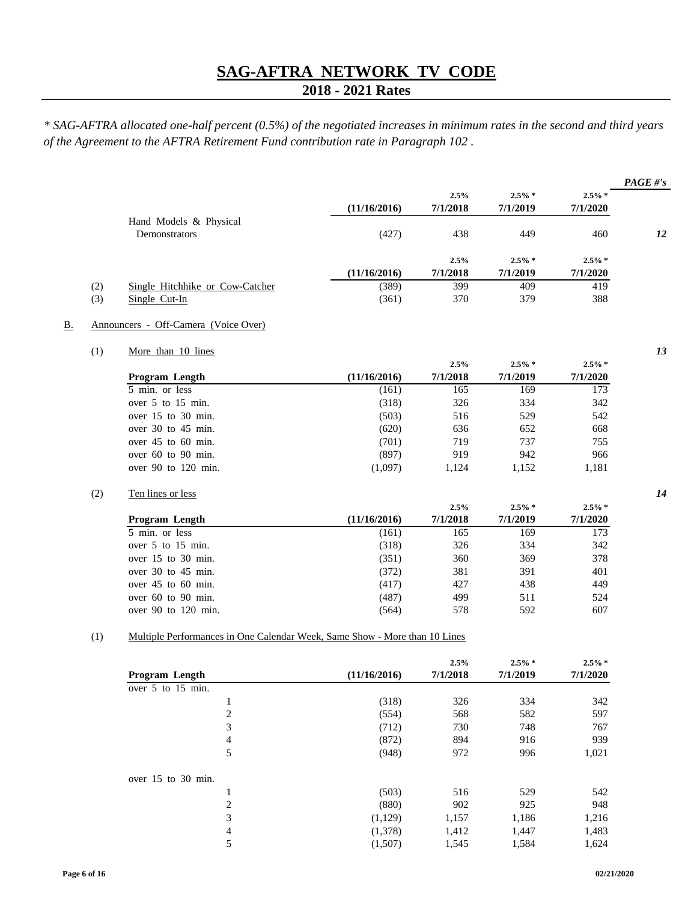# SAG-AFTRA NETWORK TV CODE

## 2018 - 2021 Rates

*\* SAG-AFTRA allocated one-half percent (0.5%) of the negotiated increases in minimum rates in the second and third years of the Agreement to the AFTRA Retirement Fund contribution rate in Paragraph 102 .*

| | (11/16/2016) | 2.5% 7/1/2018 | 2.5% * 7/1/2019 | 2.5% * 7/1/2020 | PAGE #'s |
|---|---|---|---|---|---|
| Hand Models & Physical Demonstrators | (427) | 438 | 449 | 460 | 12 |

| | | (11/16/2016) | 2.5% 7/1/2018 | 2.5% * 7/1/2019 | 2.5% * 7/1/2020 |
|---|---|---|---|---|---|
| (2) | Single Hitchhike or Cow-Catcher | (389) | 399 | 409 | 419 |
| (3) | Single Cut-In | (361) | 370 | 379 | 388 |

B. Announcers - Off-Camera (Voice Over)

(1) More than 10 lines — *13*

| Program Length | (11/16/2016) | 2.5% 7/1/2018 | 2.5% * 7/1/2019 | 2.5% * 7/1/2020 |
|---|---|---|---|---|
| 5 min. or less | (161) | 165 | 169 | 173 |
| over 5 to 15 min. | (318) | 326 | 334 | 342 |
| over 15 to 30 min. | (503) | 516 | 529 | 542 |
| over 30 to 45 min. | (620) | 636 | 652 | 668 |
| over 45 to 60 min. | (701) | 719 | 737 | 755 |
| over 60 to 90 min. | (897) | 919 | 942 | 966 |
| over 90 to 120 min. | (1,097) | 1,124 | 1,152 | 1,181 |

(2) Ten lines or less — *14*

| Program Length | (11/16/2016) | 2.5% 7/1/2018 | 2.5% * 7/1/2019 | 2.5% * 7/1/2020 |
|---|---|---|---|---|
| 5 min. or less | (161) | 165 | 169 | 173 |
| over 5 to 15 min. | (318) | 326 | 334 | 342 |
| over 15 to 30 min. | (351) | 360 | 369 | 378 |
| over 30 to 45 min. | (372) | 381 | 391 | 401 |
| over 45 to 60 min. | (417) | 427 | 438 | 449 |
| over 60 to 90 min. | (487) | 499 | 511 | 524 |
| over 90 to 120 min. | (564) | 578 | 592 | 607 |

(1) Multiple Performances in One Calendar Week, Same Show - More than 10 Lines

| Program Length | (11/16/2016) | 2.5% 7/1/2018 | 2.5% * 7/1/2019 | 2.5% * 7/1/2020 |
|---|---|---|---|---|
| over 5 to 15 min. | | | | |
| 1 | (318) | 326 | 334 | 342 |
| 2 | (554) | 568 | 582 | 597 |
| 3 | (712) | 730 | 748 | 767 |
| 4 | (872) | 894 | 916 | 939 |
| 5 | (948) | 972 | 996 | 1,021 |
| over 15 to 30 min. | | | | |
| 1 | (503) | 516 | 529 | 542 |
| 2 | (880) | 902 | 925 | 948 |
| 3 | (1,129) | 1,157 | 1,186 | 1,216 |
| 4 | (1,378) | 1,412 | 1,447 | 1,483 |
| 5 | (1,507) | 1,545 | 1,584 | 1,624 |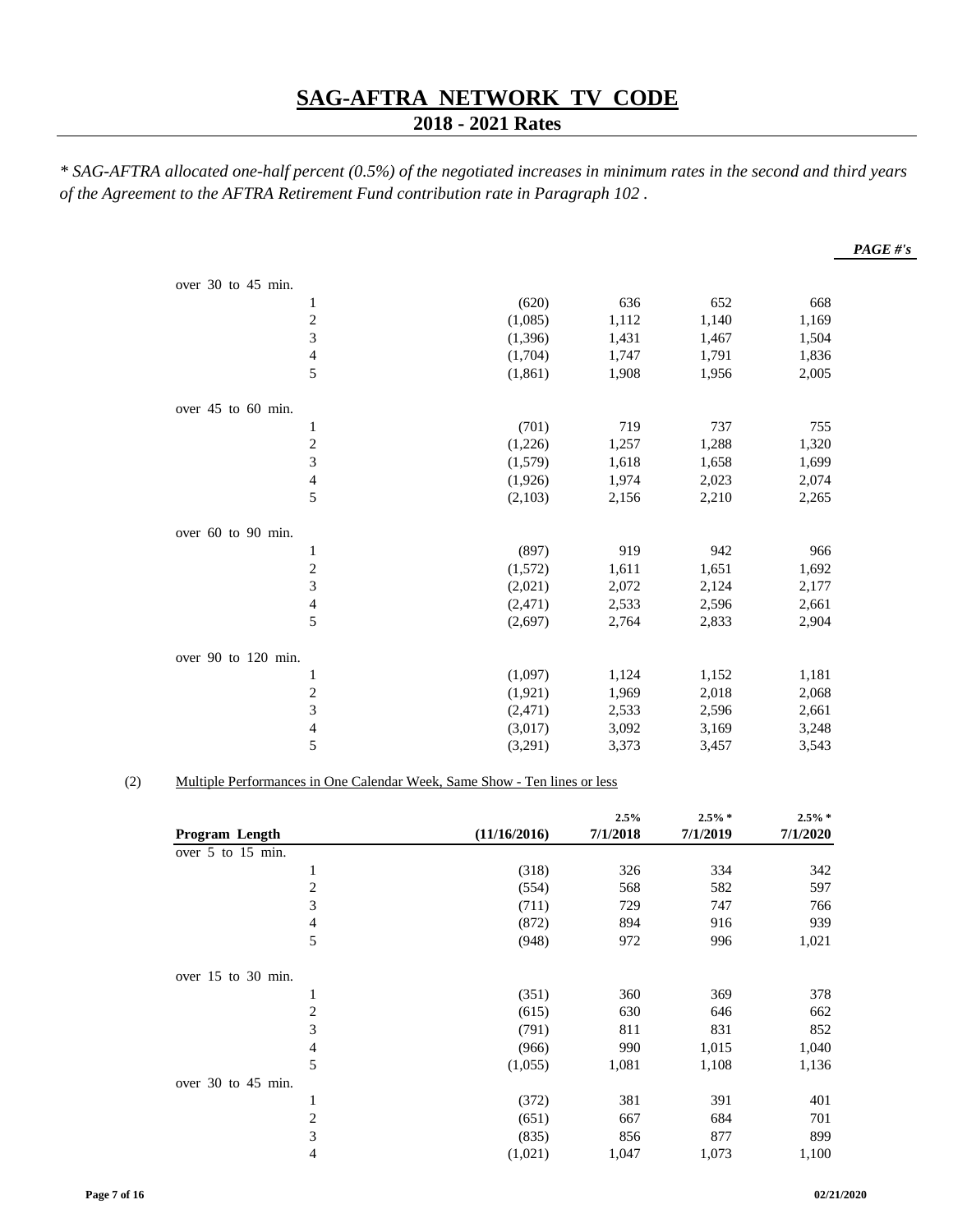# SAG-AFTRA NETWORK TV CODE

## 2018 - 2021 Rates

*\* SAG-AFTRA allocated one-half percent (0.5%) of the negotiated increases in minimum rates in the second and third years of the Agreement to the AFTRA Retirement Fund contribution rate in Paragraph 102 .*

***PAGE #'s***

| | | | | | |
|---|---|---|---|---|---|
| over 30 to 45 min. | | | | | |
| | 1 | (620) | 636 | 652 | 668 |
| | 2 | (1,085) | 1,112 | 1,140 | 1,169 |
| | 3 | (1,396) | 1,431 | 1,467 | 1,504 |
| | 4 | (1,704) | 1,747 | 1,791 | 1,836 |
| | 5 | (1,861) | 1,908 | 1,956 | 2,005 |
| over 45 to 60 min. | | | | | |
| | 1 | (701) | 719 | 737 | 755 |
| | 2 | (1,226) | 1,257 | 1,288 | 1,320 |
| | 3 | (1,579) | 1,618 | 1,658 | 1,699 |
| | 4 | (1,926) | 1,974 | 2,023 | 2,074 |
| | 5 | (2,103) | 2,156 | 2,210 | 2,265 |
| over 60 to 90 min. | | | | | |
| | 1 | (897) | 919 | 942 | 966 |
| | 2 | (1,572) | 1,611 | 1,651 | 1,692 |
| | 3 | (2,021) | 2,072 | 2,124 | 2,177 |
| | 4 | (2,471) | 2,533 | 2,596 | 2,661 |
| | 5 | (2,697) | 2,764 | 2,833 | 2,904 |
| over 90 to 120 min. | | | | | |
| | 1 | (1,097) | 1,124 | 1,152 | 1,181 |
| | 2 | (1,921) | 1,969 | 2,018 | 2,068 |
| | 3 | (2,471) | 2,533 | 2,596 | 2,661 |
| | 4 | (3,017) | 3,092 | 3,169 | 3,248 |
| | 5 | (3,291) | 3,373 | 3,457 | 3,543 |

(2) Multiple Performances in One Calendar Week, Same Show - Ten lines or less

| Program Length | | (11/16/2016) | 2.5% 7/1/2018 | 2.5% * 7/1/2019 | 2.5% * 7/1/2020 |
|---|---|---|---|---|---|
| over 5 to 15 min. | | | | | |
| | 1 | (318) | 326 | 334 | 342 |
| | 2 | (554) | 568 | 582 | 597 |
| | 3 | (711) | 729 | 747 | 766 |
| | 4 | (872) | 894 | 916 | 939 |
| | 5 | (948) | 972 | 996 | 1,021 |
| over 15 to 30 min. | | | | | |
| | 1 | (351) | 360 | 369 | 378 |
| | 2 | (615) | 630 | 646 | 662 |
| | 3 | (791) | 811 | 831 | 852 |
| | 4 | (966) | 990 | 1,015 | 1,040 |
| | 5 | (1,055) | 1,081 | 1,108 | 1,136 |
| over 30 to 45 min. | | | | | |
| | 1 | (372) | 381 | 391 | 401 |
| | 2 | (651) | 667 | 684 | 701 |
| | 3 | (835) | 856 | 877 | 899 |
| | 4 | (1,021) | 1,047 | 1,073 | 1,100 |

02/21/2020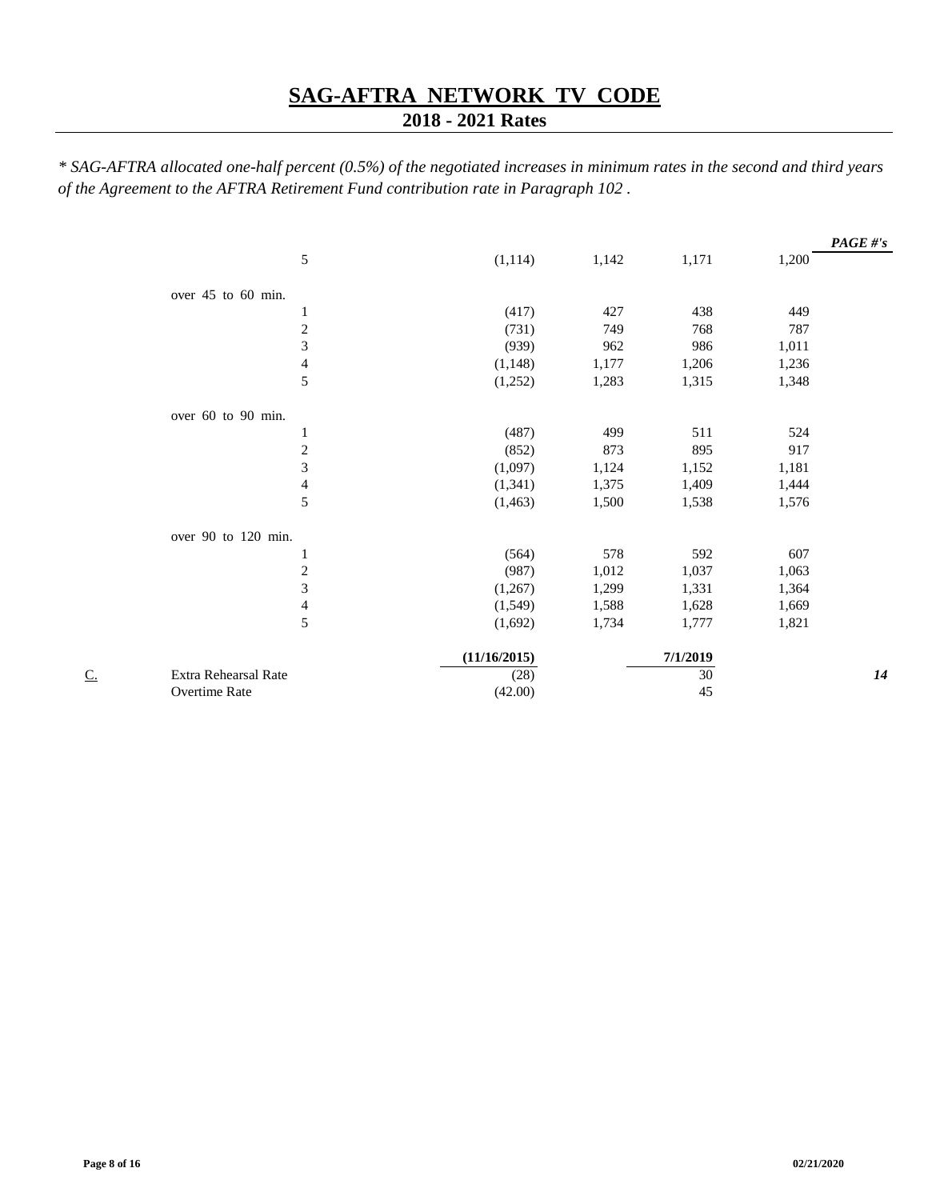# SAG-AFTRA NETWORK TV CODE

## 2018 - 2021 Rates

*\* SAG-AFTRA allocated one-half percent (0.5%) of the negotiated increases in minimum rates in the second and third years of the Agreement to the AFTRA Retirement Fund contribution rate in Paragraph 102 .*

| | | | | | | | PAGE #'s |
|---|---|---|---|---|---|---|---|
| | | 5 | (1,114) | 1,142 | 1,171 | 1,200 | |
| | over 45 to 60 min. | | | | | | |
| | | 1 | (417) | 427 | 438 | 449 | |
| | | 2 | (731) | 749 | 768 | 787 | |
| | | 3 | (939) | 962 | 986 | 1,011 | |
| | | 4 | (1,148) | 1,177 | 1,206 | 1,236 | |
| | | 5 | (1,252) | 1,283 | 1,315 | 1,348 | |
| | over 60 to 90 min. | | | | | | |
| | | 1 | (487) | 499 | 511 | 524 | |
| | | 2 | (852) | 873 | 895 | 917 | |
| | | 3 | (1,097) | 1,124 | 1,152 | 1,181 | |
| | | 4 | (1,341) | 1,375 | 1,409 | 1,444 | |
| | | 5 | (1,463) | 1,500 | 1,538 | 1,576 | |
| | over 90 to 120 min. | | | | | | |
| | | 1 | (564) | 578 | 592 | 607 | |
| | | 2 | (987) | 1,012 | 1,037 | 1,063 | |
| | | 3 | (1,267) | 1,299 | 1,331 | 1,364 | |
| | | 4 | (1,549) | 1,588 | 1,628 | 1,669 | |
| | | 5 | (1,692) | 1,734 | 1,777 | 1,821 | |
| | | | **(11/16/2015)** | | **7/1/2019** | | |
| C. | Extra Rehearsal Rate | | (28) | | 30 | | 14 |
| | Overtime Rate | | (42.00) | | 45 | | |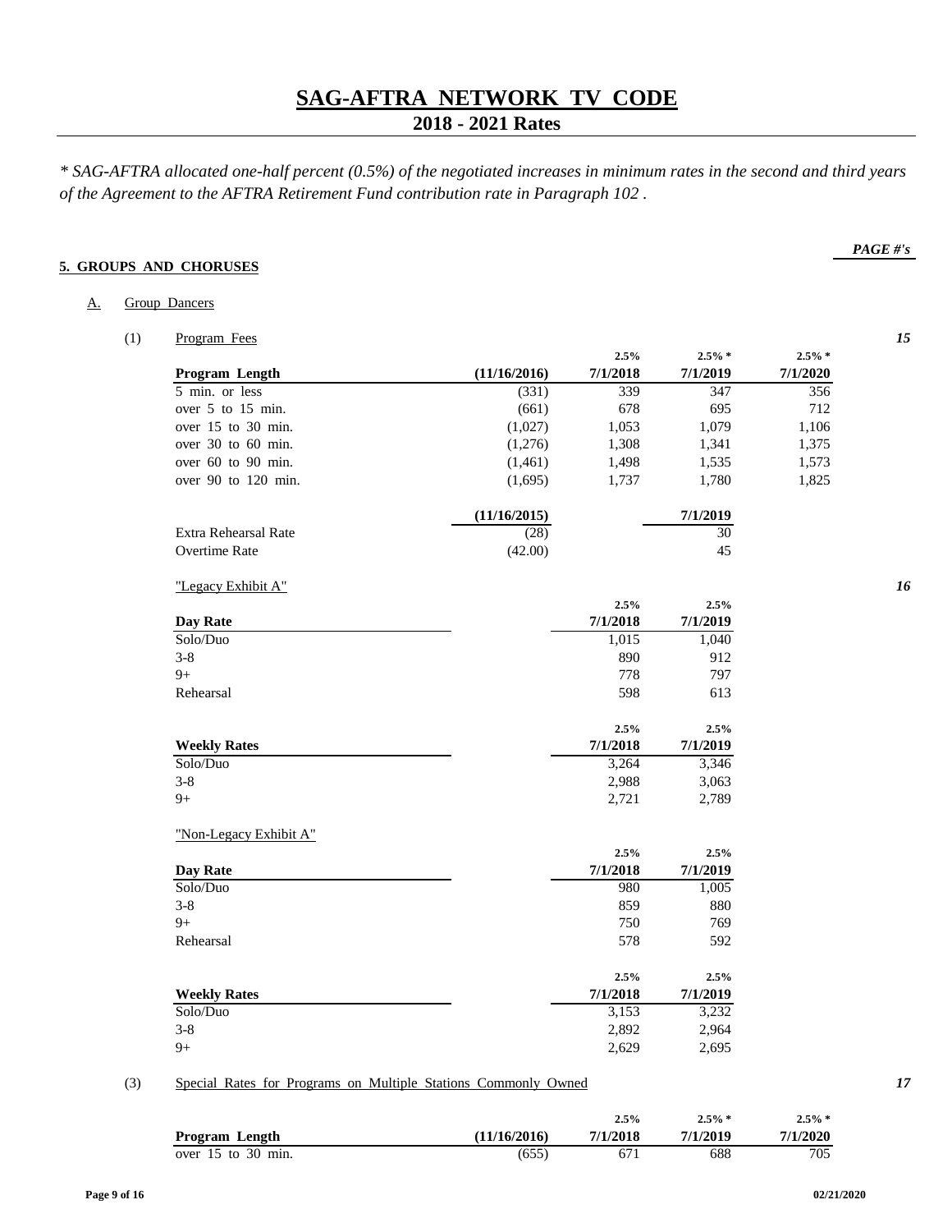# SAG-AFTRA NETWORK TV CODE

## 2018 - 2021 Rates

*\* SAG-AFTRA allocated one-half percent (0.5%) of the negotiated increases in minimum rates in the second and third years of the Agreement to the AFTRA Retirement Fund contribution rate in Paragraph 102 .*

***PAGE #'s***

### 5. GROUPS AND CHORUSES

A. Group Dancers

(1) Program Fees — *15*

| Program Length | (11/16/2016) | 2.5% 7/1/2018 | 2.5% * 7/1/2019 | 2.5% * 7/1/2020 |
|---|---|---|---|---|
| 5 min. or less | (331) | 339 | 347 | 356 |
| over 5 to 15 min. | (661) | 678 | 695 | 712 |
| over 15 to 30 min. | (1,027) | 1,053 | 1,079 | 1,106 |
| over 30 to 60 min. | (1,276) | 1,308 | 1,341 | 1,375 |
| over 60 to 90 min. | (1,461) | 1,498 | 1,535 | 1,573 |
| over 90 to 120 min. | (1,695) | 1,737 | 1,780 | 1,825 |

| | (11/16/2015) | 7/1/2019 |
|---|---|---|
| Extra Rehearsal Rate | (28) | 30 |
| Overtime Rate | (42.00) | 45 |

"Legacy Exhibit A" — *16*

| Day Rate | 2.5% 7/1/2018 | 2.5% 7/1/2019 |
|---|---|---|
| Solo/Duo | 1,015 | 1,040 |
| 3-8 | 890 | 912 |
| 9+ | 778 | 797 |
| Rehearsal | 598 | 613 |

| Weekly Rates | 2.5% 7/1/2018 | 2.5% 7/1/2019 |
|---|---|---|
| Solo/Duo | 3,264 | 3,346 |
| 3-8 | 2,988 | 3,063 |
| 9+ | 2,721 | 2,789 |

"Non-Legacy Exhibit A"

| Day Rate | 2.5% 7/1/2018 | 2.5% 7/1/2019 |
|---|---|---|
| Solo/Duo | 980 | 1,005 |
| 3-8 | 859 | 880 |
| 9+ | 750 | 769 |
| Rehearsal | 578 | 592 |

| Weekly Rates | 2.5% 7/1/2018 | 2.5% 7/1/2019 |
|---|---|---|
| Solo/Duo | 3,153 | 3,232 |
| 3-8 | 2,892 | 2,964 |
| 9+ | 2,629 | 2,695 |

(3) Special Rates for Programs on Multiple Stations Commonly Owned — *17*

| Program Length | (11/16/2016) | 2.5% 7/1/2018 | 2.5% * 7/1/2019 | 2.5% * 7/1/2020 |
|---|---|---|---|---|
| over 15 to 30 min. | (655) | 671 | 688 | 705 |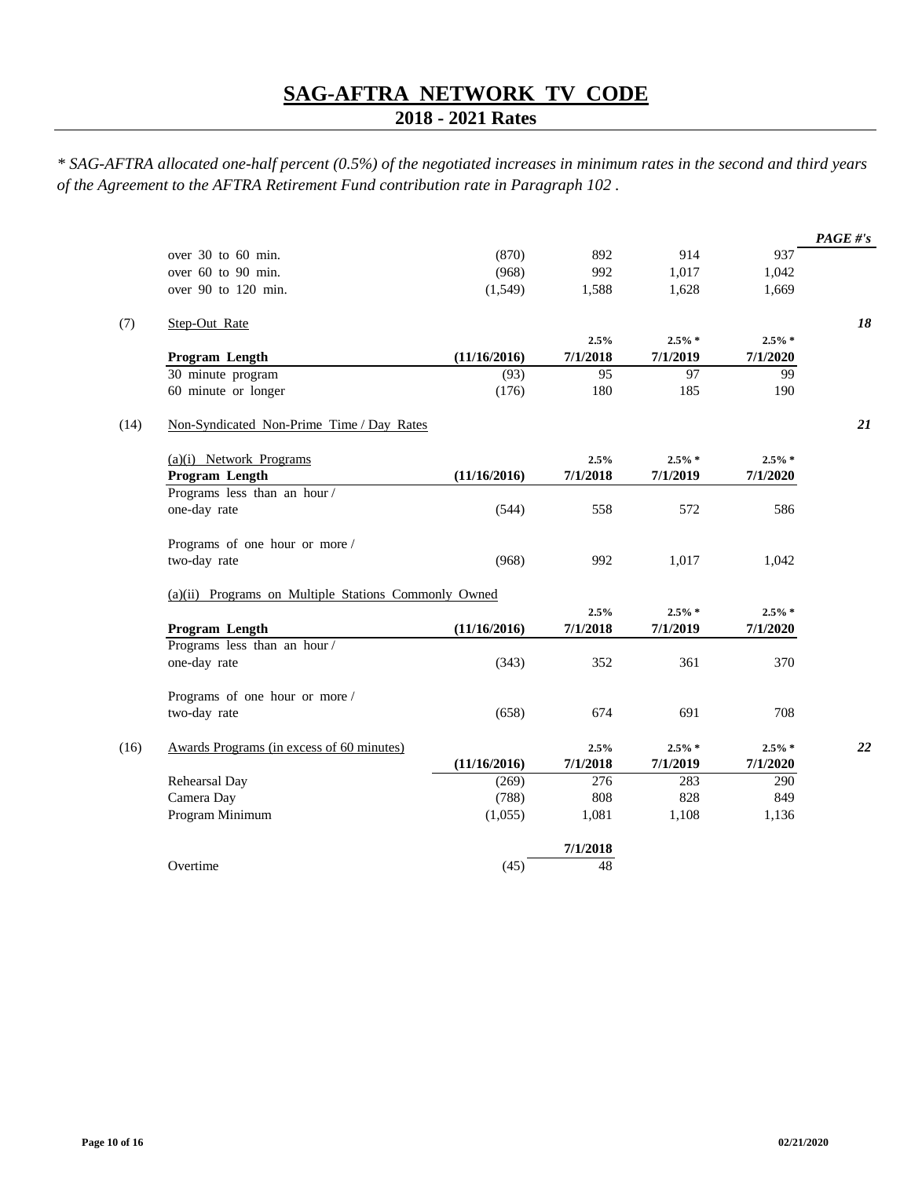# SAG-AFTRA NETWORK TV CODE

## 2018 - 2021 Rates

*\* SAG-AFTRA allocated one-half percent (0.5%) of the negotiated increases in minimum rates in the second and third years of the Agreement to the AFTRA Retirement Fund contribution rate in Paragraph 102 .*

| | | | | | | PAGE #'s |
|---|---|---|---|---|---|---|
| | over 30 to 60 min. | (870) | 892 | 914 | 937 | |
| | over 60 to 90 min. | (968) | 992 | 1,017 | 1,042 | |
| | over 90 to 120 min. | (1,549) | 1,588 | 1,628 | 1,669 | |

**(7) Step-Out Rate** — *18*

| Program Length | (11/16/2016) | 2.5% 7/1/2018 | 2.5% * 7/1/2019 | 2.5% * 7/1/2020 |
|---|---|---|---|---|
| 30 minute program | (93) | 95 | 97 | 99 |
| 60 minute or longer | (176) | 180 | 185 | 190 |

**(14) Non-Syndicated Non-Prime Time / Day Rates** — *21*

(a)(i) Network Programs

| Program Length | (11/16/2016) | 2.5% 7/1/2018 | 2.5% * 7/1/2019 | 2.5% * 7/1/2020 |
|---|---|---|---|---|
| Programs less than an hour / one-day rate | (544) | 558 | 572 | 586 |
| Programs of one hour or more / two-day rate | (968) | 992 | 1,017 | 1,042 |

(a)(ii) Programs on Multiple Stations Commonly Owned

| Program Length | (11/16/2016) | 2.5% 7/1/2018 | 2.5% * 7/1/2019 | 2.5% * 7/1/2020 |
|---|---|---|---|---|
| Programs less than an hour / one-day rate | (343) | 352 | 361 | 370 |
| Programs of one hour or more / two-day rate | (658) | 674 | 691 | 708 |

**(16) Awards Programs (in excess of 60 minutes)** — *22*

| | (11/16/2016) | 2.5% 7/1/2018 | 2.5% * 7/1/2019 | 2.5% * 7/1/2020 |
|---|---|---|---|---|
| Rehearsal Day | (269) | 276 | 283 | 290 |
| Camera Day | (788) | 808 | 828 | 849 |
| Program Minimum | (1,055) | 1,081 | 1,108 | 1,136 |

| | | 7/1/2018 |
|---|---|---|
| Overtime | (45) | 48 |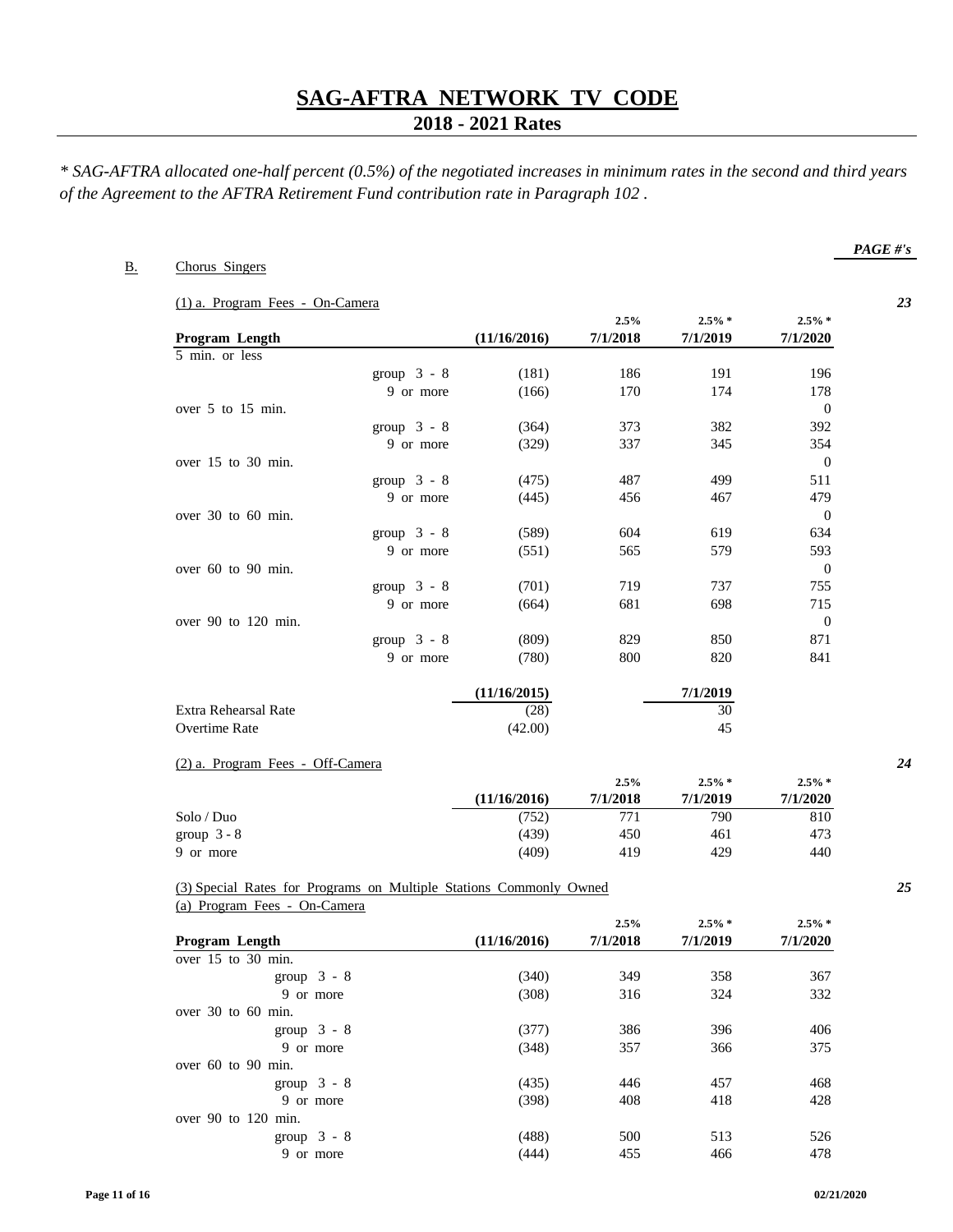# SAG-AFTRA NETWORK TV CODE

## 2018 - 2021 Rates

*\* SAG-AFTRA allocated one-half percent (0.5%) of the negotiated increases in minimum rates in the second and third years of the Agreement to the AFTRA Retirement Fund contribution rate in Paragraph 102 .*

***PAGE #'s***

B. Chorus Singers

(1) a. Program Fees - On-Camera — *23*

| Program Length | | (11/16/2016) | 2.5% 7/1/2018 | 2.5% * 7/1/2019 | 2.5% * 7/1/2020 |
|---|---|---|---|---|---|
| 5 min. or less | | | | | |
| | group 3 - 8 | (181) | 186 | 191 | 196 |
| | 9 or more | (166) | 170 | 174 | 178 |
| over 5 to 15 min. | | | | | 0 |
| | group 3 - 8 | (364) | 373 | 382 | 392 |
| | 9 or more | (329) | 337 | 345 | 354 |
| over 15 to 30 min. | | | | | 0 |
| | group 3 - 8 | (475) | 487 | 499 | 511 |
| | 9 or more | (445) | 456 | 467 | 479 |
| over 30 to 60 min. | | | | | 0 |
| | group 3 - 8 | (589) | 604 | 619 | 634 |
| | 9 or more | (551) | 565 | 579 | 593 |
| over 60 to 90 min. | | | | | 0 |
| | group 3 - 8 | (701) | 719 | 737 | 755 |
| | 9 or more | (664) | 681 | 698 | 715 |
| over 90 to 120 min. | | | | | 0 |
| | group 3 - 8 | (809) | 829 | 850 | 871 |
| | 9 or more | (780) | 800 | 820 | 841 |

| | (11/16/2015) | 7/1/2019 |
|---|---|---|
| Extra Rehearsal Rate | (28) | 30 |
| Overtime Rate | (42.00) | 45 |

(2) a. Program Fees - Off-Camera — *24*

| | (11/16/2016) | 2.5% 7/1/2018 | 2.5% * 7/1/2019 | 2.5% * 7/1/2020 |
|---|---|---|---|---|
| Solo / Duo | (752) | 771 | 790 | 810 |
| group 3 - 8 | (439) | 450 | 461 | 473 |
| 9 or more | (409) | 419 | 429 | 440 |

(3) Special Rates for Programs on Multiple Stations Commonly Owned — *25*

(a) Program Fees - On-Camera

| Program Length | (11/16/2016) | 2.5% 7/1/2018 | 2.5% * 7/1/2019 | 2.5% * 7/1/2020 |
|---|---|---|---|---|
| over 15 to 30 min. | | | | |
| group 3 - 8 | (340) | 349 | 358 | 367 |
| 9 or more | (308) | 316 | 324 | 332 |
| over 30 to 60 min. | | | | |
| group 3 - 8 | (377) | 386 | 396 | 406 |
| 9 or more | (348) | 357 | 366 | 375 |
| over 60 to 90 min. | | | | |
| group 3 - 8 | (435) | 446 | 457 | 468 |
| 9 or more | (398) | 408 | 418 | 428 |
| over 90 to 120 min. | | | | |
| group 3 - 8 | (488) | 500 | 513 | 526 |
| 9 or more | (444) | 455 | 466 | 478 |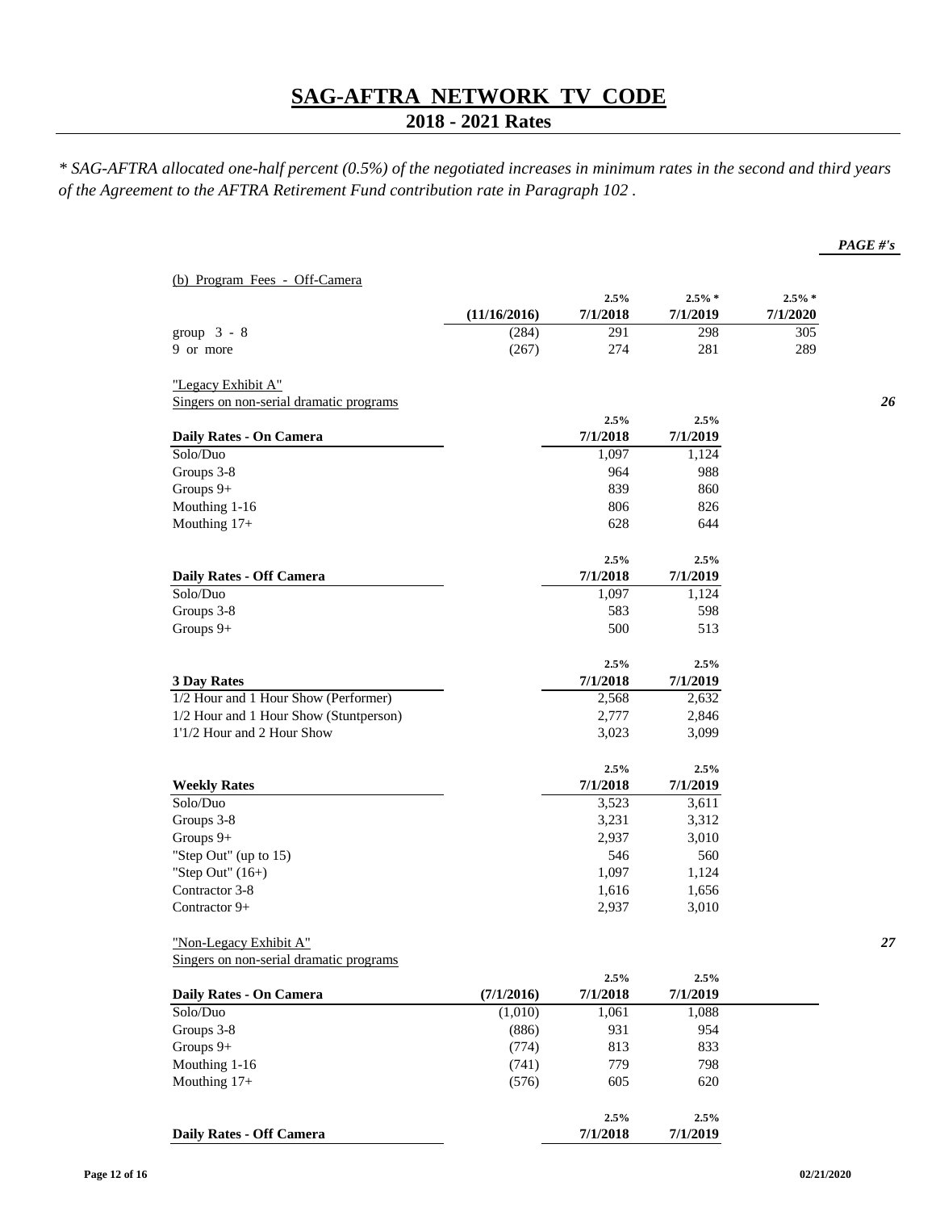# SAG-AFTRA NETWORK TV CODE

## 2018 - 2021 Rates

*\* SAG-AFTRA allocated one-half percent (0.5%) of the negotiated increases in minimum rates in the second and third years of the Agreement to the AFTRA Retirement Fund contribution rate in Paragraph 102 .*

***PAGE #'s***

(b) Program Fees - Off-Camera

| | (11/16/2016) | 2.5% 7/1/2018 | 2.5% * 7/1/2019 | 2.5% * 7/1/2020 |
|---|---|---|---|---|
| group 3 - 8 | (284) | 291 | 298 | 305 |
| 9 or more | (267) | 274 | 281 | 289 |

"Legacy Exhibit A"
Singers on non-serial dramatic programs — ***26***

| Daily Rates - On Camera | 2.5% 7/1/2018 | 2.5% 7/1/2019 |
|---|---|---|
| Solo/Duo | 1,097 | 1,124 |
| Groups 3-8 | 964 | 988 |
| Groups 9+ | 839 | 860 |
| Mouthing 1-16 | 806 | 826 |
| Mouthing 17+ | 628 | 644 |

| Daily Rates - Off Camera | 2.5% 7/1/2018 | 2.5% 7/1/2019 |
|---|---|---|
| Solo/Duo | 1,097 | 1,124 |
| Groups 3-8 | 583 | 598 |
| Groups 9+ | 500 | 513 |

| 3 Day Rates | 2.5% 7/1/2018 | 2.5% 7/1/2019 |
|---|---|---|
| 1/2 Hour and 1 Hour Show (Performer) | 2,568 | 2,632 |
| 1/2 Hour and 1 Hour Show (Stuntperson) | 2,777 | 2,846 |
| 1'1/2 Hour and 2 Hour Show | 3,023 | 3,099 |

| Weekly Rates | 2.5% 7/1/2018 | 2.5% 7/1/2019 |
|---|---|---|
| Solo/Duo | 3,523 | 3,611 |
| Groups 3-8 | 3,231 | 3,312 |
| Groups 9+ | 2,937 | 3,010 |
| "Step Out" (up to 15) | 546 | 560 |
| "Step Out" (16+) | 1,097 | 1,124 |
| Contractor 3-8 | 1,616 | 1,656 |
| Contractor 9+ | 2,937 | 3,010 |

"Non-Legacy Exhibit A"
Singers on non-serial dramatic programs — ***27***

| Daily Rates - On Camera | (7/1/2016) | 2.5% 7/1/2018 | 2.5% 7/1/2019 |
|---|---|---|---|
| Solo/Duo | (1,010) | 1,061 | 1,088 |
| Groups 3-8 | (886) | 931 | 954 |
| Groups 9+ | (774) | 813 | 833 |
| Mouthing 1-16 | (741) | 779 | 798 |
| Mouthing 17+ | (576) | 605 | 620 |

| Daily Rates - Off Camera | 2.5% 7/1/2018 | 2.5% 7/1/2019 |
|---|---|---|

02/21/2020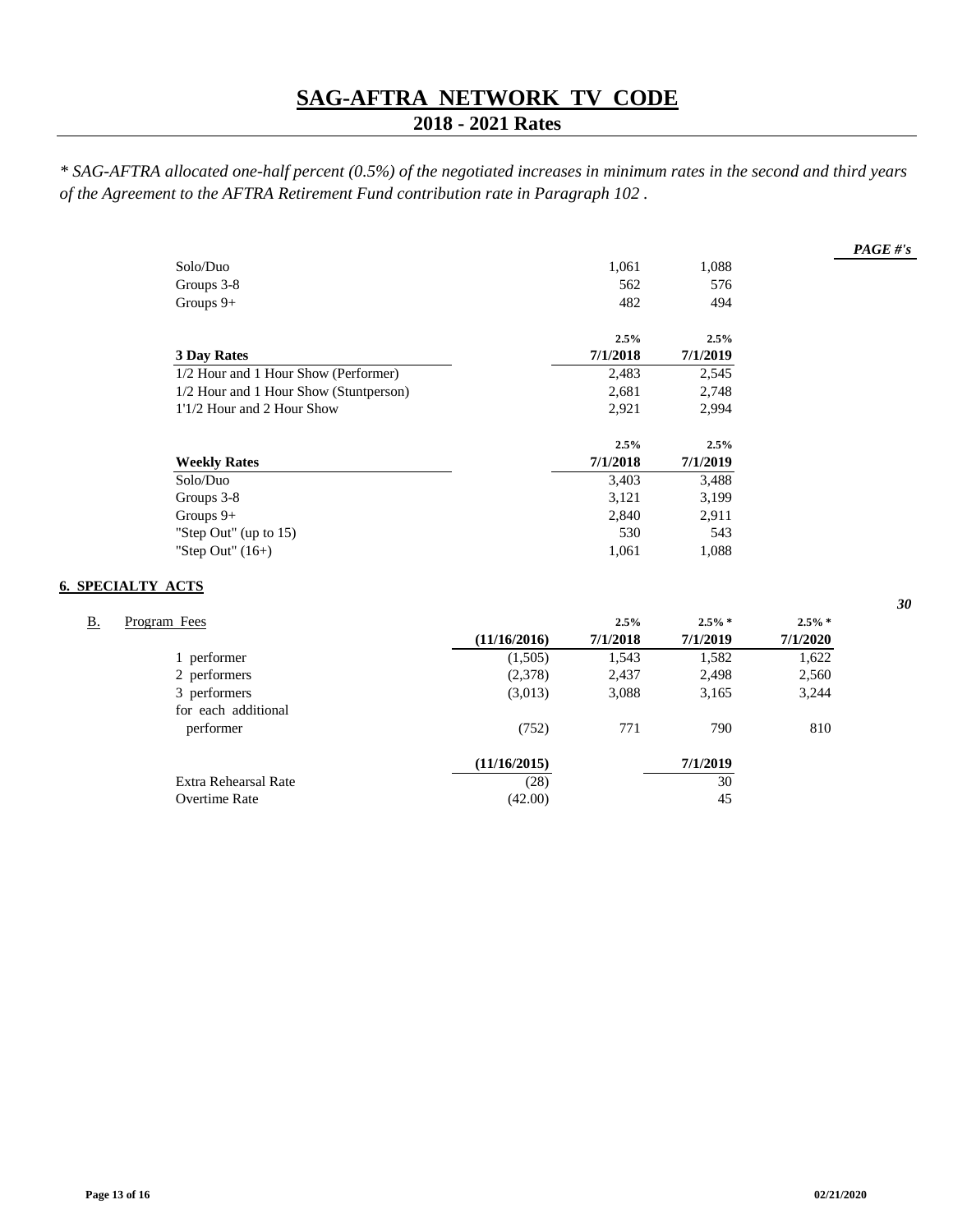# SAG-AFTRA NETWORK TV CODE

## 2018 - 2021 Rates

*\* SAG-AFTRA allocated one-half percent (0.5%) of the negotiated increases in minimum rates in the second and third years of the Agreement to the AFTRA Retirement Fund contribution rate in Paragraph 102 .*

| | | | PAGE #'s |
|---|---|---|---|
| Solo/Duo | 1,061 | 1,088 | |
| Groups 3-8 | 562 | 576 | |
| Groups 9+ | 482 | 494 | |

| | 2.5% | 2.5% |
|---|---|---|
| **3 Day Rates** | **7/1/2018** | **7/1/2019** |
| 1/2 Hour and 1 Hour Show (Performer) | 2,483 | 2,545 |
| 1/2 Hour and 1 Hour Show (Stuntperson) | 2,681 | 2,748 |
| 1'1/2 Hour and 2 Hour Show | 2,921 | 2,994 |

| | 2.5% | 2.5% |
|---|---|---|
| **Weekly Rates** | **7/1/2018** | **7/1/2019** |
| Solo/Duo | 3,403 | 3,488 |
| Groups 3-8 | 3,121 | 3,199 |
| Groups 9+ | 2,840 | 2,911 |
| "Step Out" (up to 15) | 530 | 543 |
| "Step Out" (16+) | 1,061 | 1,088 |

**6. SPECIALTY ACTS** — *30*

B. Program Fees

| | | 2.5% | 2.5% * | 2.5% * |
|---|---|---|---|---|
| | **(11/16/2016)** | **7/1/2018** | **7/1/2019** | **7/1/2020** |
| 1 performer | (1,505) | 1,543 | 1,582 | 1,622 |
| 2 performers | (2,378) | 2,437 | 2,498 | 2,560 |
| 3 performers | (3,013) | 3,088 | 3,165 | 3,244 |
| for each additional performer | (752) | 771 | 790 | 810 |

| | **(11/16/2015)** | | **7/1/2019** |
|---|---|---|---|
| Extra Rehearsal Rate | (28) | | 30 |
| Overtime Rate | (42.00) | | 45 |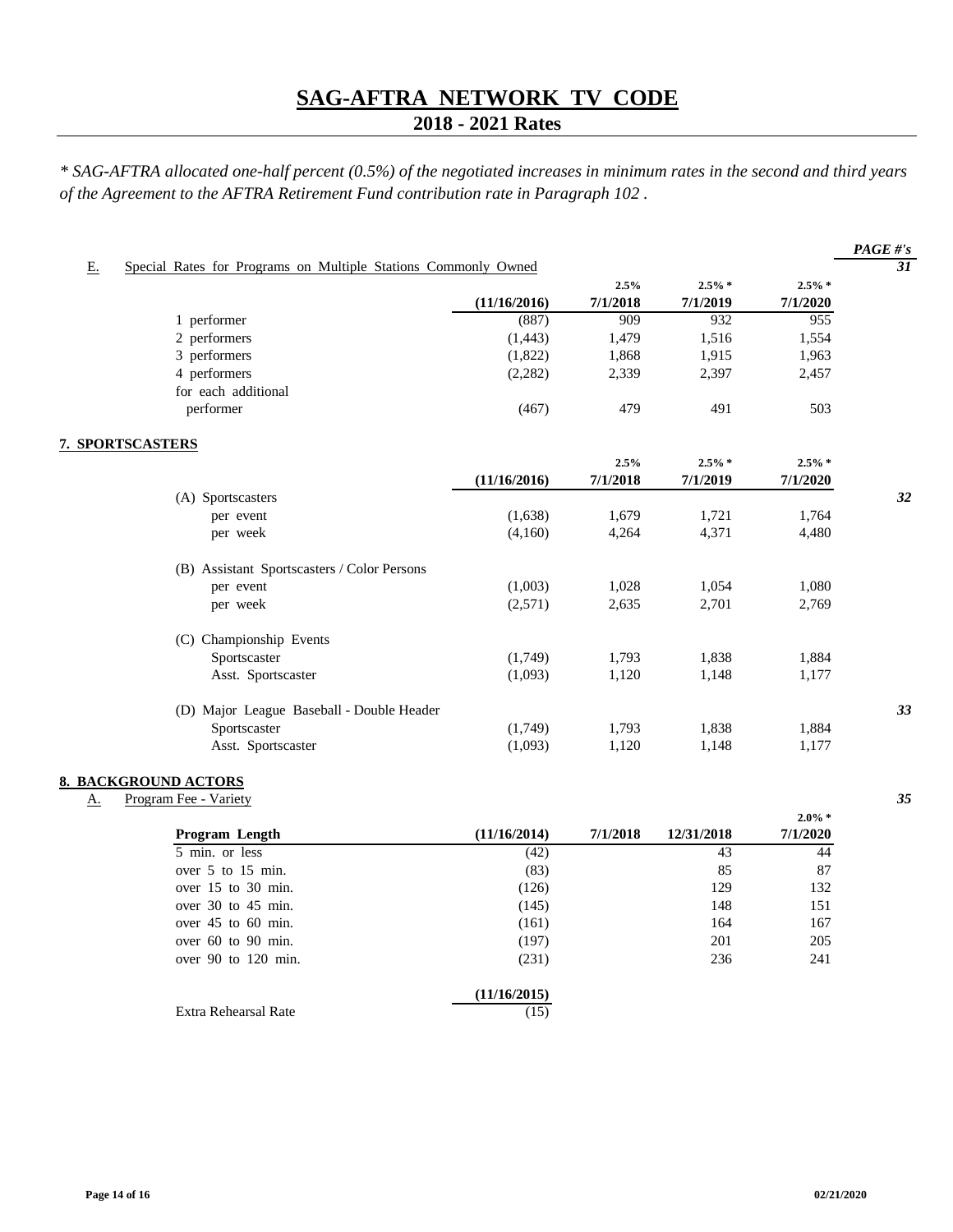# SAG-AFTRA NETWORK TV CODE

## 2018 - 2021 Rates

*\* SAG-AFTRA allocated one-half percent (0.5%) of the negotiated increases in minimum rates in the second and third years of the Agreement to the AFTRA Retirement Fund contribution rate in Paragraph 102 .*

**E. Special Rates for Programs on Multiple Stations Commonly Owned** — PAGE #'s 31

| | (11/16/2016) | 2.5% 7/1/2018 | 2.5% * 7/1/2019 | 2.5% * 7/1/2020 |
|---|---|---|---|---|
| 1 performer | (887) | 909 | 932 | 955 |
| 2 performers | (1,443) | 1,479 | 1,516 | 1,554 |
| 3 performers | (1,822) | 1,868 | 1,915 | 1,963 |
| 4 performers | (2,282) | 2,339 | 2,397 | 2,457 |
| for each additional performer | (467) | 479 | 491 | 503 |

## 7. SPORTSCASTERS

| | (11/16/2016) | 2.5% 7/1/2018 | 2.5% * 7/1/2019 | 2.5% * 7/1/2020 | PAGE #'s |
|---|---|---|---|---|---|
| (A) Sportscasters | | | | | 32 |
| per event | (1,638) | 1,679 | 1,721 | 1,764 | |
| per week | (4,160) | 4,264 | 4,371 | 4,480 | |
| (B) Assistant Sportscasters / Color Persons | | | | | |
| per event | (1,003) | 1,028 | 1,054 | 1,080 | |
| per week | (2,571) | 2,635 | 2,701 | 2,769 | |
| (C) Championship Events | | | | | |
| Sportscaster | (1,749) | 1,793 | 1,838 | 1,884 | |
| Asst. Sportscaster | (1,093) | 1,120 | 1,148 | 1,177 | |
| (D) Major League Baseball - Double Header | | | | | 33 |
| Sportscaster | (1,749) | 1,793 | 1,838 | 1,884 | |
| Asst. Sportscaster | (1,093) | 1,120 | 1,148 | 1,177 | |

## 8. BACKGROUND ACTORS

**A. Program Fee - Variety** — PAGE #'s 35

| Program Length | (11/16/2014) | 7/1/2018 | 12/31/2018 | 2.0% * 7/1/2020 |
|---|---|---|---|---|
| 5 min. or less | (42) | | 43 | 44 |
| over 5 to 15 min. | (83) | | 85 | 87 |
| over 15 to 30 min. | (126) | | 129 | 132 |
| over 30 to 45 min. | (145) | | 148 | 151 |
| over 45 to 60 min. | (161) | | 164 | 167 |
| over 60 to 90 min. | (197) | | 201 | 205 |
| over 90 to 120 min. | (231) | | 236 | 241 |

| | (11/16/2015) |
|---|---|
| Extra Rehearsal Rate | (15) |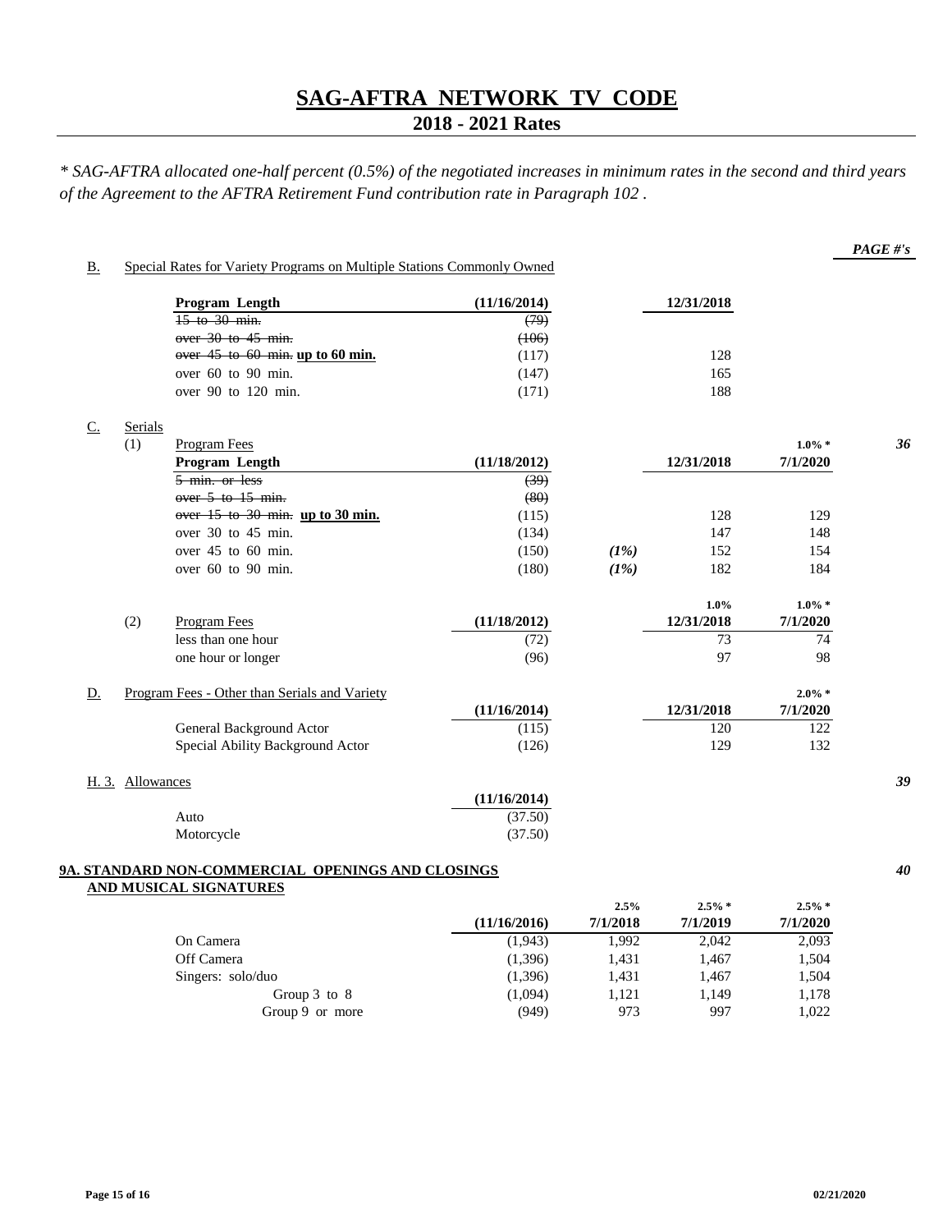# SAG-AFTRA NETWORK TV CODE

## 2018 - 2021 Rates

*\* SAG-AFTRA allocated one-half percent (0.5%) of the negotiated increases in minimum rates in the second and third years of the Agreement to the AFTRA Retirement Fund contribution rate in Paragraph 102 .*

***PAGE #'s***

**B.** Special Rates for Variety Programs on Multiple Stations Commonly Owned

| Program Length | (11/16/2014) | 12/31/2018 |
|---|---|---|
| ~~15 to 30 min.~~ | ~~(79)~~ | |
| ~~over 30 to 45 min.~~ | ~~(106)~~ | |
| ~~over 45 to 60 min.~~ **up to 60 min.** | (117) | 128 |
| over 60 to 90 min. | (147) | 165 |
| over 90 to 120 min. | (171) | 188 |

**C.** Serials — *36*

(1) Program Fees

| Program Length | (11/18/2012) | | 12/31/2018 | 1.0% * 7/1/2020 |
|---|---|---|---|---|
| ~~5 min. or less~~ | ~~(39)~~ | | | |
| ~~over 5 to 15 min.~~ | ~~(80)~~ | | | |
| ~~over 15 to 30 min.~~ **up to 30 min.** | (115) | | 128 | 129 |
| over 30 to 45 min. | (134) | | 147 | 148 |
| over 45 to 60 min. | (150) | *(1%)* | 152 | 154 |
| over 60 to 90 min. | (180) | *(1%)* | 182 | 184 |

(2)

| Program Fees | (11/18/2012) | 1.0% 12/31/2018 | 1.0% * 7/1/2020 |
|---|---|---|---|
| less than one hour | (72) | 73 | 74 |
| one hour or longer | (96) | 97 | 98 |

**D.** Program Fees - Other than Serials and Variety

| | (11/16/2014) | 12/31/2018 | 2.0% * 7/1/2020 |
|---|---|---|---|
| General Background Actor | (115) | 120 | 122 |
| Special Ability Background Actor | (126) | 129 | 132 |

**H. 3.** Allowances — *39*

| | (11/16/2014) |
|---|---|
| Auto | (37.50) |
| Motorcycle | (37.50) |

**9A. STANDARD NON-COMMERCIAL OPENINGS AND CLOSINGS AND MUSICAL SIGNATURES** — *40*

| | (11/16/2016) | 2.5% 7/1/2018 | 2.5% * 7/1/2019 | 2.5% * 7/1/2020 |
|---|---|---|---|---|
| On Camera | (1,943) | 1,992 | 2,042 | 2,093 |
| Off Camera | (1,396) | 1,431 | 1,467 | 1,504 |
| Singers: solo/duo | (1,396) | 1,431 | 1,467 | 1,504 |
| Group 3 to 8 | (1,094) | 1,121 | 1,149 | 1,178 |
| Group 9 or more | (949) | 973 | 997 | 1,022 |

02/21/2020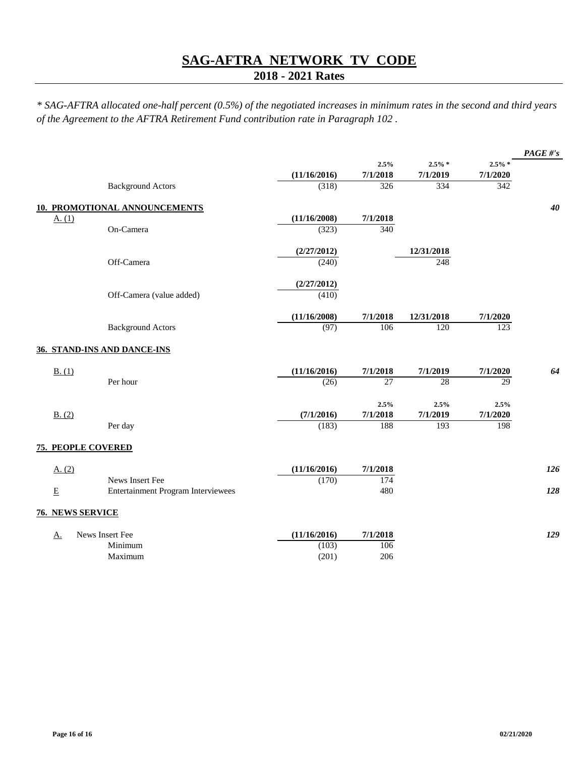# SAG-AFTRA NETWORK TV CODE

## 2018 - 2021 Rates

*\* SAG-AFTRA allocated one-half percent (0.5%) of the negotiated increases in minimum rates in the second and third years of the Agreement to the AFTRA Retirement Fund contribution rate in Paragraph 102 .*

| | | | | | | PAGE #'s |
|---|---|---|---|---|---|---|
| | | | **2.5%** | **2.5% \*** | **2.5% \*** | |
| | | **(11/16/2016)** | **7/1/2018** | **7/1/2019** | **7/1/2020** | |
| | Background Actors | (318) | 326 | 334 | 342 | |
| **10. PROMOTIONAL ANNOUNCEMENTS** | | | | | | **40** |
| A. (1) | | **(11/16/2008)** | **7/1/2018** | | | |
| | On-Camera | (323) | 340 | | | |
| | | **(2/27/2012)** | | **12/31/2018** | | |
| | Off-Camera | (240) | | 248 | | |
| | | **(2/27/2012)** | | | | |
| | Off-Camera (value added) | (410) | | | | |
| | | **(11/16/2008)** | **7/1/2018** | **12/31/2018** | **7/1/2020** | |
| | Background Actors | (97) | 106 | 120 | 123 | |
| **36. STAND-INS AND DANCE-INS** | | | | | | |
| B. (1) | | **(11/16/2016)** | **7/1/2018** | **7/1/2019** | **7/1/2020** | **64** |
| | Per hour | (26) | 27 | 28 | 29 | |
| | | | **2.5%** | **2.5%** | **2.5%** | |
| B. (2) | | **(7/1/2016)** | **7/1/2018** | **7/1/2019** | **7/1/2020** | |
| | Per day | (183) | 188 | 193 | 198 | |
| **75. PEOPLE COVERED** | | | | | | |
| A. (2) | | **(11/16/2016)** | **7/1/2018** | | | **126** |
| | News Insert Fee | (170) | 174 | | | |
| E | Entertainment Program Interviewees | | 480 | | | **128** |
| **76. NEWS SERVICE** | | | | | | |
| A. | News Insert Fee | **(11/16/2016)** | **7/1/2018** | | | **129** |
| | Minimum | (103) | 106 | | | |
| | Maximum | (201) | 206 | | | |